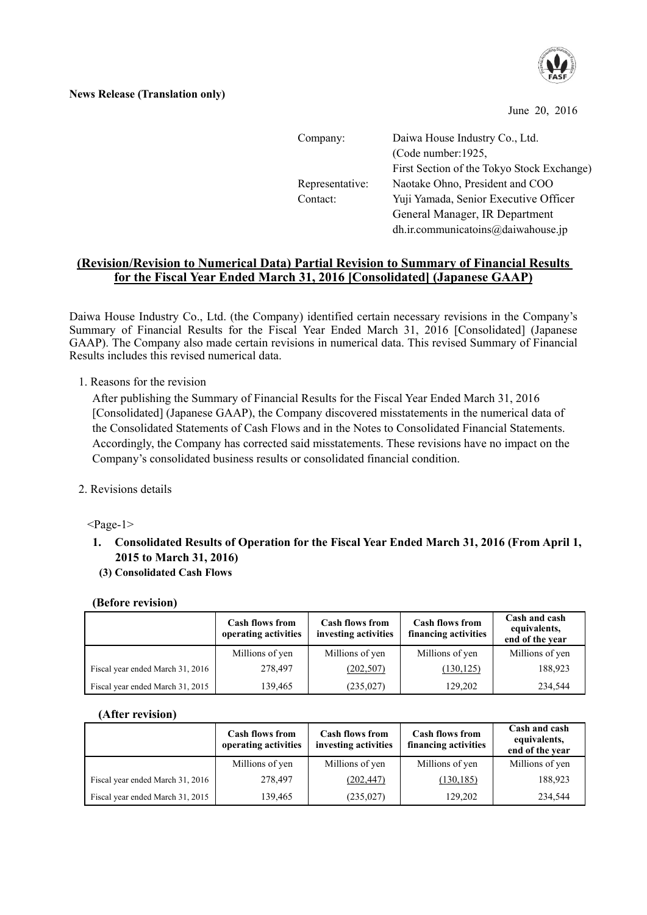**News Release (Translation only)**

June 20, 2016

Company: Daiwa House Industry Co., Ltd.
(Code number:1925,
First Section of the Tokyo Stock Exchange)
Representative: Naotake Ohno, President and COO
Contact: Yuji Yamada, Senior Executive Officer
General Manager, IR Department
dh.ir.communicatoins@daiwahouse.jp

## (Revision/Revision to Numerical Data) Partial Revision to Summary of Financial Results for the Fiscal Year Ended March 31, 2016 [Consolidated] (Japanese GAAP)

Daiwa House Industry Co., Ltd. (the Company) identified certain necessary revisions in the Company's Summary of Financial Results for the Fiscal Year Ended March 31, 2016 [Consolidated] (Japanese GAAP). The Company also made certain revisions in numerical data. This revised Summary of Financial Results includes this revised numerical data.

1. Reasons for the revision

   After publishing the Summary of Financial Results for the Fiscal Year Ended March 31, 2016 [Consolidated] (Japanese GAAP), the Company discovered misstatements in the numerical data of the Consolidated Statements of Cash Flows and in the Notes to Consolidated Financial Statements. Accordingly, the Company has corrected said misstatements. These revisions have no impact on the Company's consolidated business results or consolidated financial condition.

2. Revisions details

<Page-1>

### 1. Consolidated Results of Operation for the Fiscal Year Ended March 31, 2016 (From April 1, 2015 to March 31, 2016)

**(3) Consolidated Cash Flows**

**(Before revision)**

| | Cash flows from operating activities | Cash flows from investing activities | Cash flows from financing activities | Cash and cash equivalents, end of the year |
|---|---|---|---|---|
| | Millions of yen | Millions of yen | Millions of yen | Millions of yen |
| Fiscal year ended March 31, 2016 | 278,497 | (202,507) | (130,125) | 188,923 |
| Fiscal year ended March 31, 2015 | 139,465 | (235,027) | 129,202 | 234,544 |

**(After revision)**

| | Cash flows from operating activities | Cash flows from investing activities | Cash flows from financing activities | Cash and cash equivalents, end of the year |
|---|---|---|---|---|
| | Millions of yen | Millions of yen | Millions of yen | Millions of yen |
| Fiscal year ended March 31, 2016 | 278,497 | (202,447) | (130,185) | 188,923 |
| Fiscal year ended March 31, 2015 | 139,465 | (235,027) | 129,202 | 234,544 |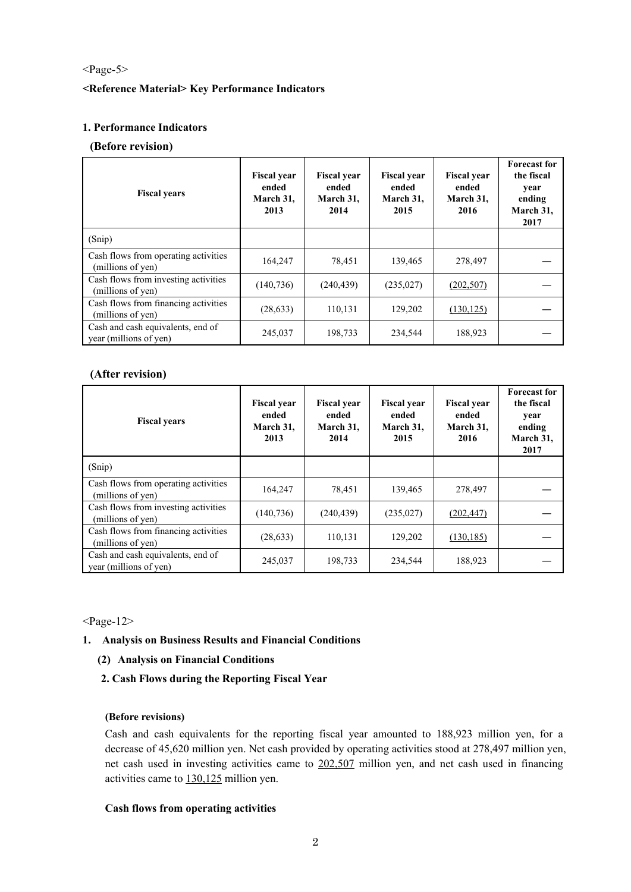<Page-5>

**<Reference Material> Key Performance Indicators**

**1. Performance Indicators**

**(Before revision)**

| Fiscal years | Fiscal year ended March 31, 2013 | Fiscal year ended March 31, 2014 | Fiscal year ended March 31, 2015 | Fiscal year ended March 31, 2016 | Forecast for the fiscal year ending March 31, 2017 |
|---|---|---|---|---|---|
| (Snip) | | | | | |
| Cash flows from operating activities (millions of yen) | 164,247 | 78,451 | 139,465 | 278,497 | — |
| Cash flows from investing activities (millions of yen) | (140,736) | (240,439) | (235,027) | (202,507) | — |
| Cash flows from financing activities (millions of yen) | (28,633) | 110,131 | 129,202 | (130,125) | — |
| Cash and cash equivalents, end of year (millions of yen) | 245,037 | 198,733 | 234,544 | 188,923 | — |

**(After revision)**

| Fiscal years | Fiscal year ended March 31, 2013 | Fiscal year ended March 31, 2014 | Fiscal year ended March 31, 2015 | Fiscal year ended March 31, 2016 | Forecast for the fiscal year ending March 31, 2017 |
|---|---|---|---|---|---|
| (Snip) | | | | | |
| Cash flows from operating activities (millions of yen) | 164,247 | 78,451 | 139,465 | 278,497 | — |
| Cash flows from investing activities (millions of yen) | (140,736) | (240,439) | (235,027) | (202,447) | — |
| Cash flows from financing activities (millions of yen) | (28,633) | 110,131 | 129,202 | (130,185) | — |
| Cash and cash equivalents, end of year (millions of yen) | 245,037 | 198,733 | 234,544 | 188,923 | — |

<Page-12>

**1. Analysis on Business Results and Financial Conditions**

**(2) Analysis on Financial Conditions**

**2. Cash Flows during the Reporting Fiscal Year**

**(Before revisions)**

Cash and cash equivalents for the reporting fiscal year amounted to 188,923 million yen, for a decrease of 45,620 million yen. Net cash provided by operating activities stood at 278,497 million yen, net cash used in investing activities came to 202,507 million yen, and net cash used in financing activities came to 130,125 million yen.

**Cash flows from operating activities**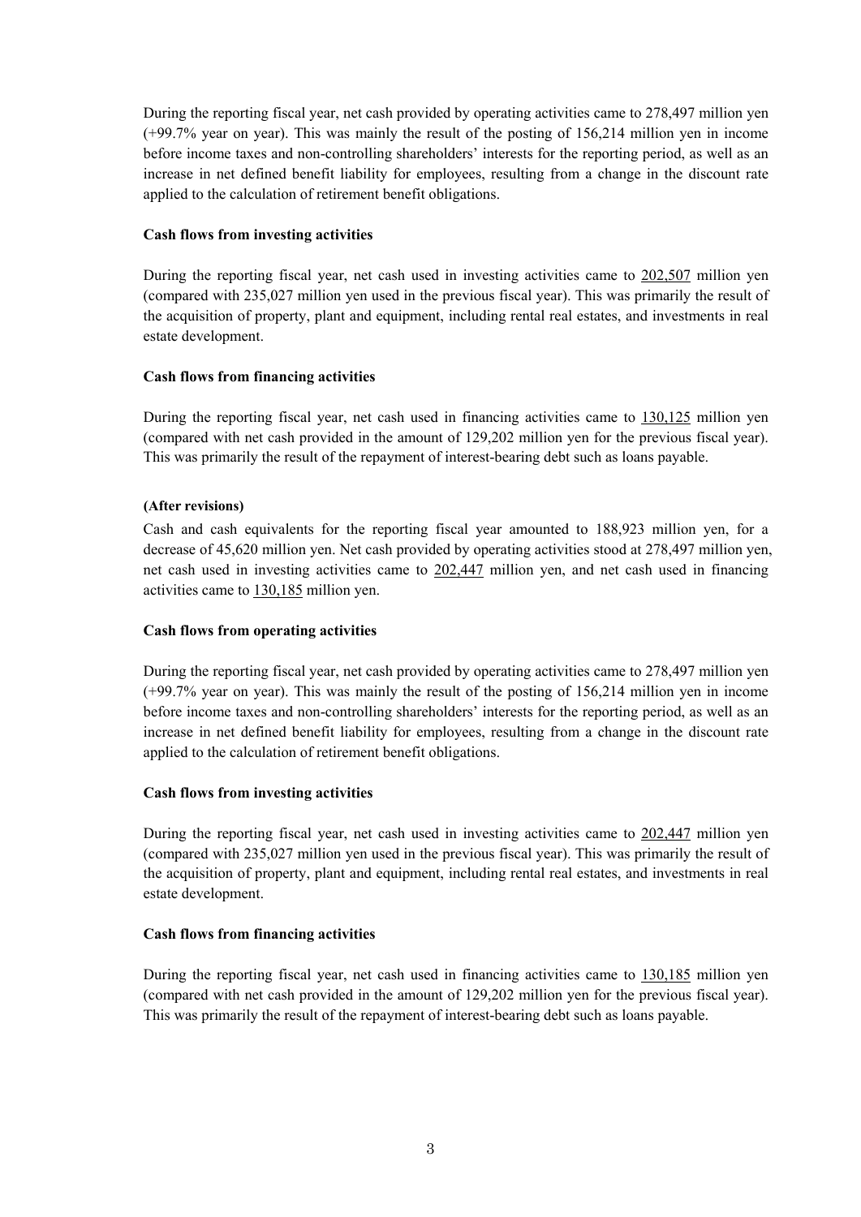During the reporting fiscal year, net cash provided by operating activities came to 278,497 million yen (+99.7% year on year). This was mainly the result of the posting of 156,214 million yen in income before income taxes and non-controlling shareholders' interests for the reporting period, as well as an increase in net defined benefit liability for employees, resulting from a change in the discount rate applied to the calculation of retirement benefit obligations.

**Cash flows from investing activities**

During the reporting fiscal year, net cash used in investing activities came to 202,507 million yen (compared with 235,027 million yen used in the previous fiscal year). This was primarily the result of the acquisition of property, plant and equipment, including rental real estates, and investments in real estate development.

**Cash flows from financing activities**

During the reporting fiscal year, net cash used in financing activities came to 130,125 million yen (compared with net cash provided in the amount of 129,202 million yen for the previous fiscal year). This was primarily the result of the repayment of interest-bearing debt such as loans payable.

**(After revisions)**

Cash and cash equivalents for the reporting fiscal year amounted to 188,923 million yen, for a decrease of 45,620 million yen. Net cash provided by operating activities stood at 278,497 million yen, net cash used in investing activities came to 202,447 million yen, and net cash used in financing activities came to 130,185 million yen.

**Cash flows from operating activities**

During the reporting fiscal year, net cash provided by operating activities came to 278,497 million yen (+99.7% year on year). This was mainly the result of the posting of 156,214 million yen in income before income taxes and non-controlling shareholders' interests for the reporting period, as well as an increase in net defined benefit liability for employees, resulting from a change in the discount rate applied to the calculation of retirement benefit obligations.

**Cash flows from investing activities**

During the reporting fiscal year, net cash used in investing activities came to 202,447 million yen (compared with 235,027 million yen used in the previous fiscal year). This was primarily the result of the acquisition of property, plant and equipment, including rental real estates, and investments in real estate development.

**Cash flows from financing activities**

During the reporting fiscal year, net cash used in financing activities came to 130,185 million yen (compared with net cash provided in the amount of 129,202 million yen for the previous fiscal year). This was primarily the result of the repayment of interest-bearing debt such as loans payable.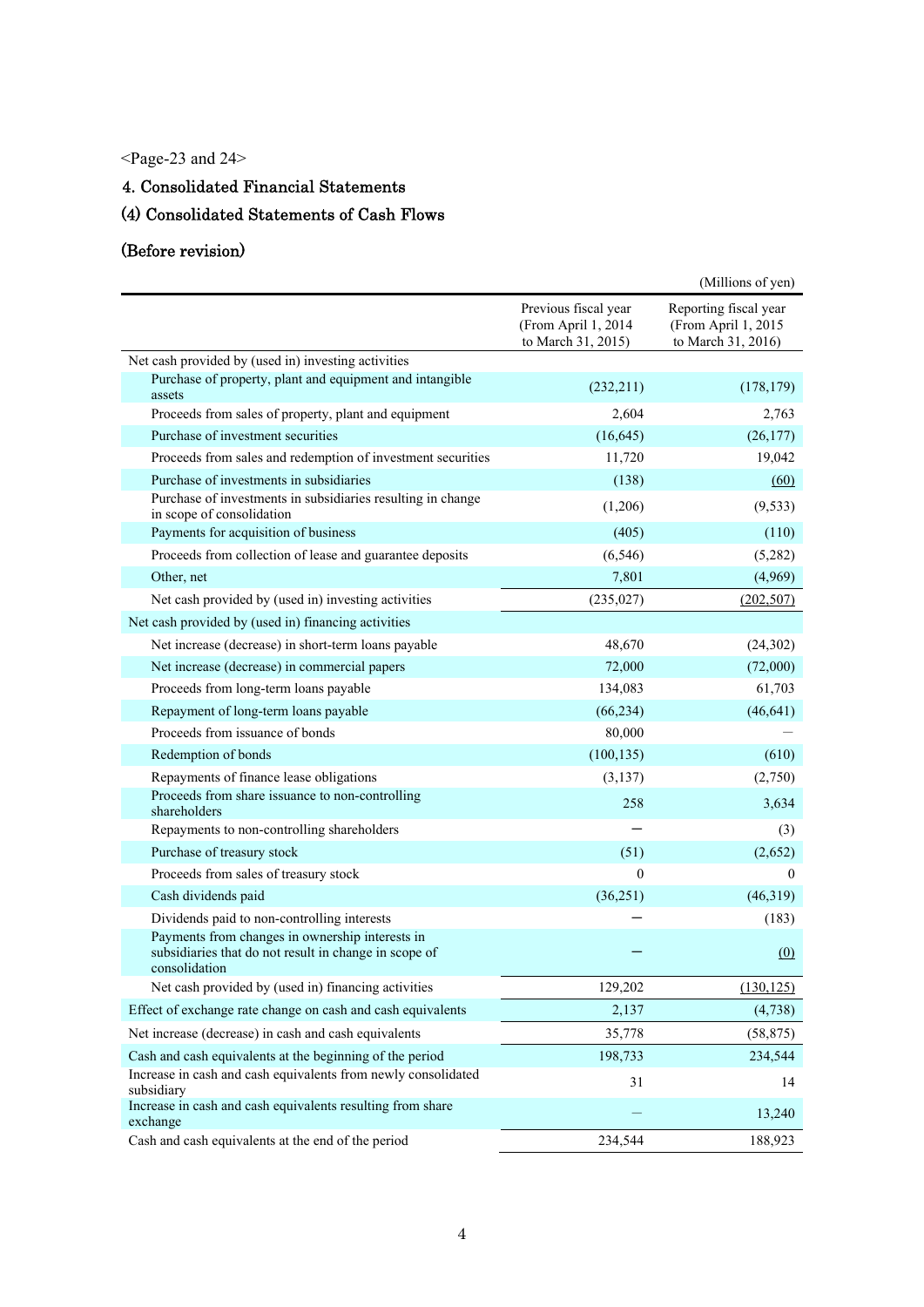<Page-23 and 24>

## 4. Consolidated Financial Statements

## (4) Consolidated Statements of Cash Flows

### (Before revision)

(Millions of yen)

| | Previous fiscal year (From April 1, 2014 to March 31, 2015) | Reporting fiscal year (From April 1, 2015 to March 31, 2016) |
|---|---|---|
| Net cash provided by (used in) investing activities | | |
| Purchase of property, plant and equipment and intangible assets | (232,211) | (178,179) |
| Proceeds from sales of property, plant and equipment | 2,604 | 2,763 |
| Purchase of investment securities | (16,645) | (26,177) |
| Proceeds from sales and redemption of investment securities | 11,720 | 19,042 |
| Purchase of investments in subsidiaries | (138) | (60) |
| Purchase of investments in subsidiaries resulting in change in scope of consolidation | (1,206) | (9,533) |
| Payments for acquisition of business | (405) | (110) |
| Proceeds from collection of lease and guarantee deposits | (6,546) | (5,282) |
| Other, net | 7,801 | (4,969) |
| Net cash provided by (used in) investing activities | (235,027) | (202,507) |
| Net cash provided by (used in) financing activities | | |
| Net increase (decrease) in short-term loans payable | 48,670 | (24,302) |
| Net increase (decrease) in commercial papers | 72,000 | (72,000) |
| Proceeds from long-term loans payable | 134,083 | 61,703 |
| Repayment of long-term loans payable | (66,234) | (46,641) |
| Proceeds from issuance of bonds | 80,000 | — |
| Redemption of bonds | (100,135) | (610) |
| Repayments of finance lease obligations | (3,137) | (2,750) |
| Proceeds from share issuance to non-controlling shareholders | 258 | 3,634 |
| Repayments to non-controlling shareholders | — | (3) |
| Purchase of treasury stock | (51) | (2,652) |
| Proceeds from sales of treasury stock | 0 | 0 |
| Cash dividends paid | (36,251) | (46,319) |
| Dividends paid to non-controlling interests | — | (183) |
| Payments from changes in ownership interests in subsidiaries that do not result in change in scope of consolidation | — | (0) |
| Net cash provided by (used in) financing activities | 129,202 | (130,125) |
| Effect of exchange rate change on cash and cash equivalents | 2,137 | (4,738) |
| Net increase (decrease) in cash and cash equivalents | 35,778 | (58,875) |
| Cash and cash equivalents at the beginning of the period | 198,733 | 234,544 |
| Increase in cash and cash equivalents from newly consolidated subsidiary | 31 | 14 |
| Increase in cash and cash equivalents resulting from share exchange | — | 13,240 |
| Cash and cash equivalents at the end of the period | 234,544 | 188,923 |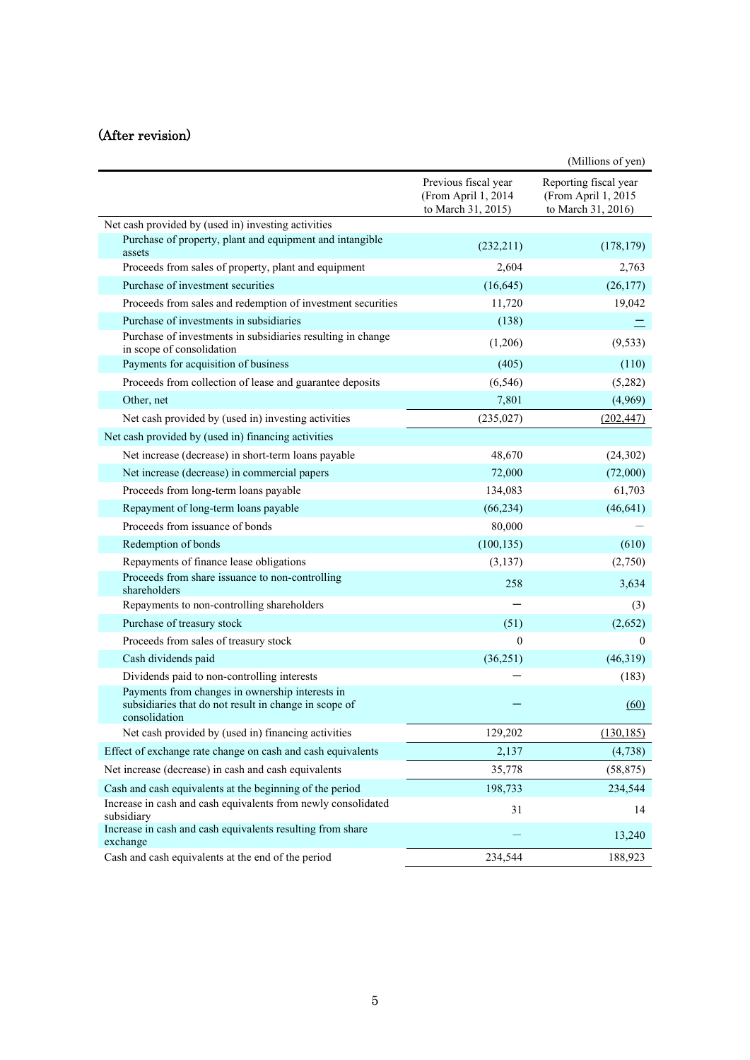(After revision)

(Millions of yen)

| | Previous fiscal year (From April 1, 2014 to March 31, 2015) | Reporting fiscal year (From April 1, 2015 to March 31, 2016) |
|---|---|---|
| Net cash provided by (used in) investing activities | | |
| Purchase of property, plant and equipment and intangible assets | (232,211) | (178,179) |
| Proceeds from sales of property, plant and equipment | 2,604 | 2,763 |
| Purchase of investment securities | (16,645) | (26,177) |
| Proceeds from sales and redemption of investment securities | 11,720 | 19,042 |
| Purchase of investments in subsidiaries | (138) | − |
| Purchase of investments in subsidiaries resulting in change in scope of consolidation | (1,206) | (9,533) |
| Payments for acquisition of business | (405) | (110) |
| Proceeds from collection of lease and guarantee deposits | (6,546) | (5,282) |
| Other, net | 7,801 | (4,969) |
| Net cash provided by (used in) investing activities | (235,027) | (202,447) |
| Net cash provided by (used in) financing activities | | |
| Net increase (decrease) in short-term loans payable | 48,670 | (24,302) |
| Net increase (decrease) in commercial papers | 72,000 | (72,000) |
| Proceeds from long-term loans payable | 134,083 | 61,703 |
| Repayment of long-term loans payable | (66,234) | (46,641) |
| Proceeds from issuance of bonds | 80,000 | — |
| Redemption of bonds | (100,135) | (610) |
| Repayments of finance lease obligations | (3,137) | (2,750) |
| Proceeds from share issuance to non-controlling shareholders | 258 | 3,634 |
| Repayments to non-controlling shareholders | − | (3) |
| Purchase of treasury stock | (51) | (2,652) |
| Proceeds from sales of treasury stock | 0 | 0 |
| Cash dividends paid | (36,251) | (46,319) |
| Dividends paid to non-controlling interests | − | (183) |
| Payments from changes in ownership interests in subsidiaries that do not result in change in scope of consolidation | − | (60) |
| Net cash provided by (used in) financing activities | 129,202 | (130,185) |
| Effect of exchange rate change on cash and cash equivalents | 2,137 | (4,738) |
| Net increase (decrease) in cash and cash equivalents | 35,778 | (58,875) |
| Cash and cash equivalents at the beginning of the period | 198,733 | 234,544 |
| Increase in cash and cash equivalents from newly consolidated subsidiary | 31 | 14 |
| Increase in cash and cash equivalents resulting from share exchange | — | 13,240 |
| Cash and cash equivalents at the end of the period | 234,544 | 188,923 |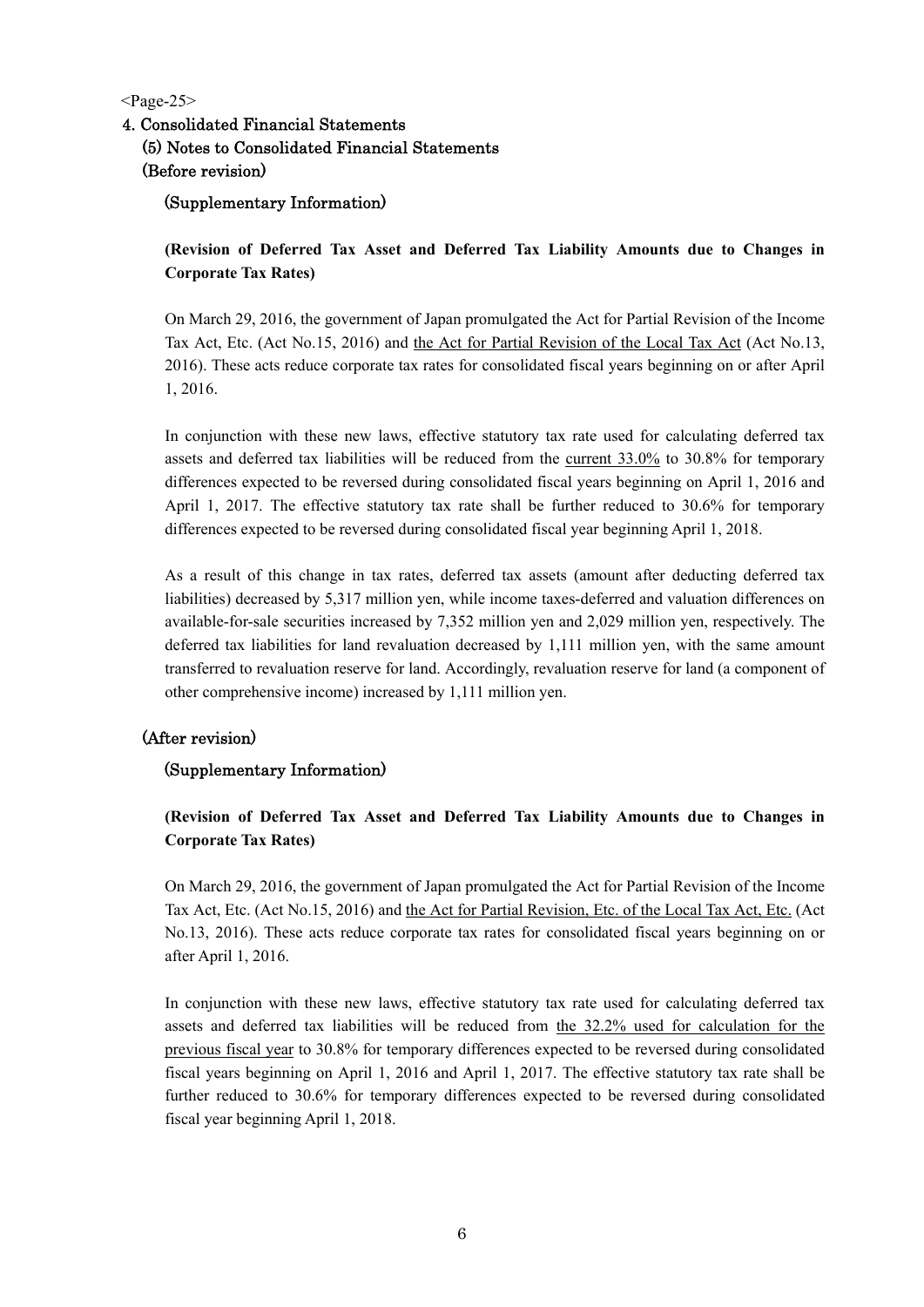<Page-25>

# 4. Consolidated Financial Statements

## (5) Notes to Consolidated Financial Statements

## (Before revision)

### (Supplementary Information)

**(Revision of Deferred Tax Asset and Deferred Tax Liability Amounts due to Changes in Corporate Tax Rates)**

On March 29, 2016, the government of Japan promulgated the Act for Partial Revision of the Income Tax Act, Etc. (Act No.15, 2016) and <u>the Act for Partial Revision of the Local Tax Act</u> (Act No.13, 2016). These acts reduce corporate tax rates for consolidated fiscal years beginning on or after April 1, 2016.

In conjunction with these new laws, effective statutory tax rate used for calculating deferred tax assets and deferred tax liabilities will be reduced from the <u>current 33.0%</u> to 30.8% for temporary differences expected to be reversed during consolidated fiscal years beginning on April 1, 2016 and April 1, 2017. The effective statutory tax rate shall be further reduced to 30.6% for temporary differences expected to be reversed during consolidated fiscal year beginning April 1, 2018.

As a result of this change in tax rates, deferred tax assets (amount after deducting deferred tax liabilities) decreased by 5,317 million yen, while income taxes-deferred and valuation differences on available-for-sale securities increased by 7,352 million yen and 2,029 million yen, respectively. The deferred tax liabilities for land revaluation decreased by 1,111 million yen, with the same amount transferred to revaluation reserve for land. Accordingly, revaluation reserve for land (a component of other comprehensive income) increased by 1,111 million yen.

## (After revision)

### (Supplementary Information)

**(Revision of Deferred Tax Asset and Deferred Tax Liability Amounts due to Changes in Corporate Tax Rates)**

On March 29, 2016, the government of Japan promulgated the Act for Partial Revision of the Income Tax Act, Etc. (Act No.15, 2016) and <u>the Act for Partial Revision, Etc. of the Local Tax Act, Etc.</u> (Act No.13, 2016). These acts reduce corporate tax rates for consolidated fiscal years beginning on or after April 1, 2016.

In conjunction with these new laws, effective statutory tax rate used for calculating deferred tax assets and deferred tax liabilities will be reduced from <u>the 32.2% used for calculation for the previous fiscal year</u> to 30.8% for temporary differences expected to be reversed during consolidated fiscal years beginning on April 1, 2016 and April 1, 2017. The effective statutory tax rate shall be further reduced to 30.6% for temporary differences expected to be reversed during consolidated fiscal year beginning April 1, 2018.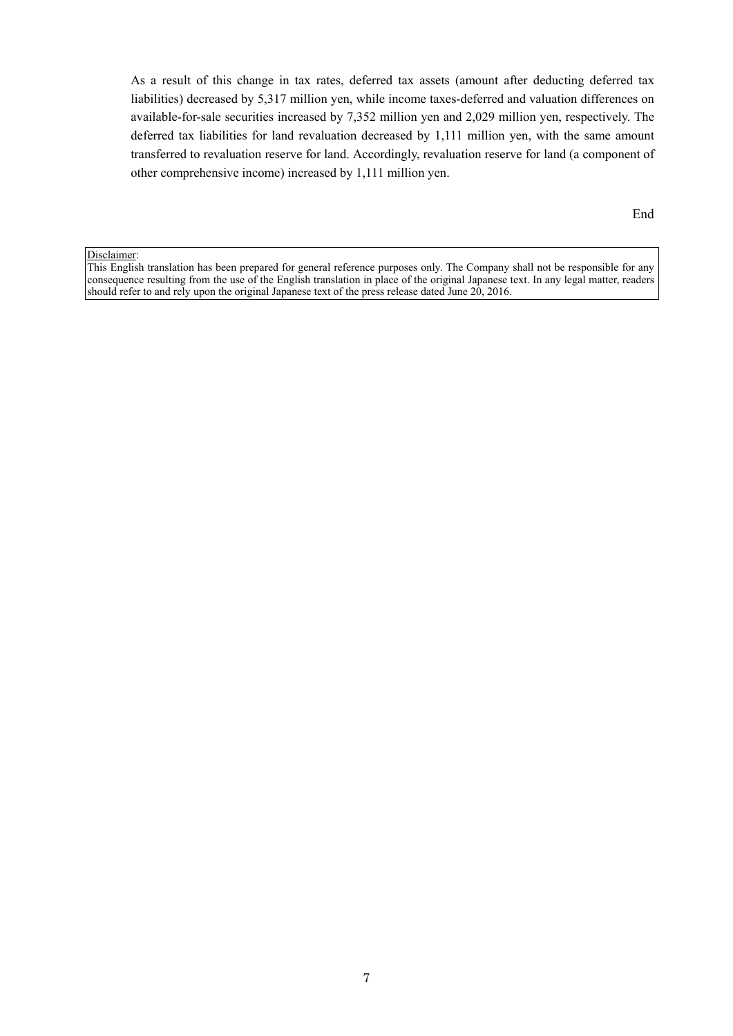As a result of this change in tax rates, deferred tax assets (amount after deducting deferred tax liabilities) decreased by 5,317 million yen, while income taxes-deferred and valuation differences on available-for-sale securities increased by 7,352 million yen and 2,029 million yen, respectively. The deferred tax liabilities for land revaluation decreased by 1,111 million yen, with the same amount transferred to revaluation reserve for land. Accordingly, revaluation reserve for land (a component of other comprehensive income) increased by 1,111 million yen.

End

Disclaimer:
This English translation has been prepared for general reference purposes only. The Company shall not be responsible for any consequence resulting from the use of the English translation in place of the original Japanese text. In any legal matter, readers should refer to and rely upon the original Japanese text of the press release dated June 20, 2016.